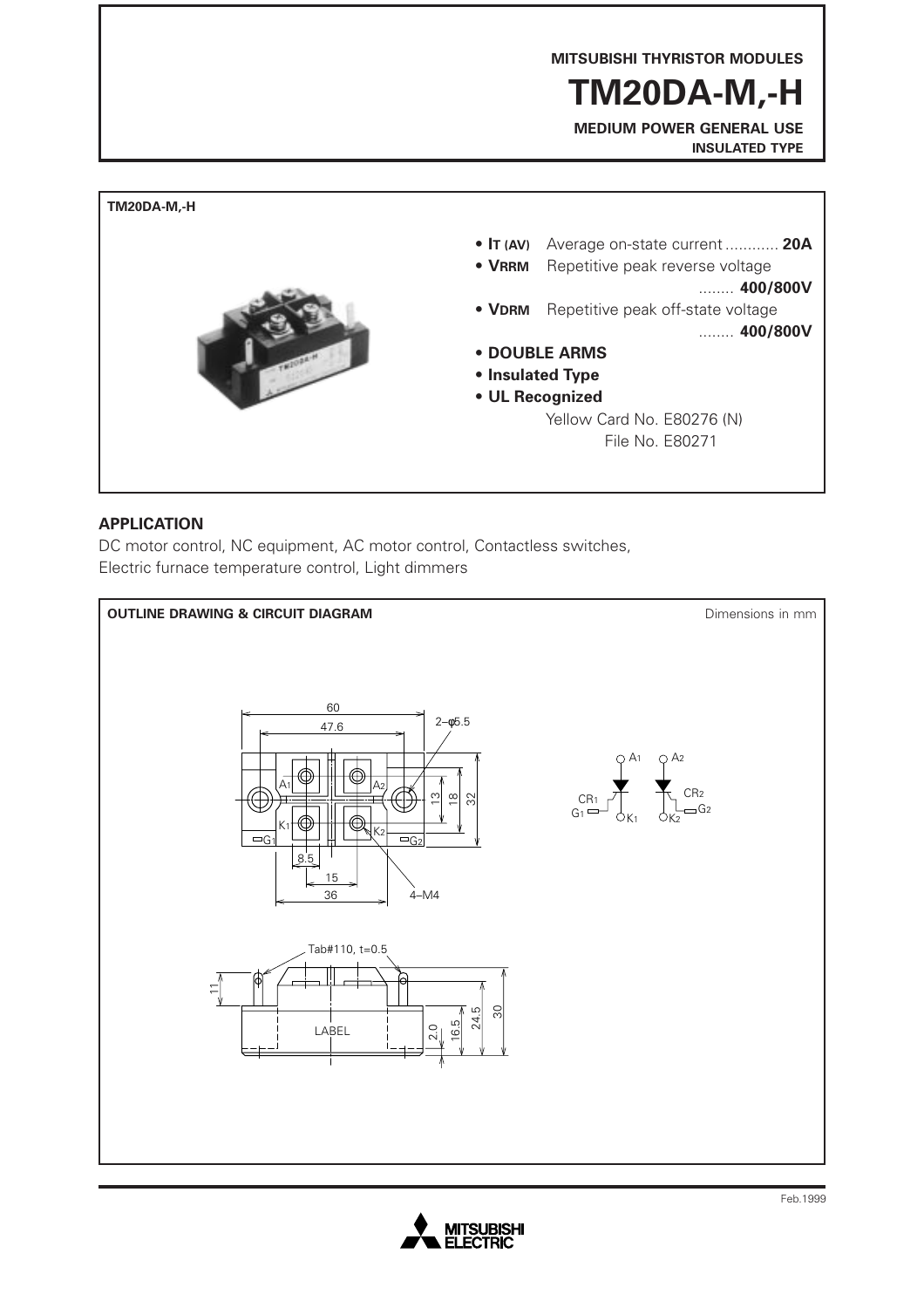MITSUBISHI THYRISTOR MODULES

# TM20DA-M,-H

**MEDIUM POWER GENERAL USE**
**INSULATED TYPE**

**TM20DA-M,-H**

- **$I_{T(AV)}$** Average on-state current ............ **20A**
- **$V_{RRM}$** Repetitive peak reverse voltage ........ **400/800V**
- **$V_{DRM}$** Repetitive peak off-state voltage ........ **400/800V**
- **DOUBLE ARMS**
- **Insulated Type**
- **UL Recognized**
  Yellow Card No. E80276 (N)
  File No. E80271

## APPLICATION

DC motor control, NC equipment, AC motor control, Contactless switches, Electric furnace temperature control, Light dimmers

## OUTLINE DRAWING & CIRCUIT DIAGRAM

Dimensions in mm

60, 47.6, 2–φ5.5, 13, 18, 32, 8.5, 15, 36, 4–M4, A1, A2, K1, K2, G1, G2, CR1, CR2

Tab#110, t=0.5, 11, LABEL, 2.0, 16.5, 24.5, 30

Feb.1999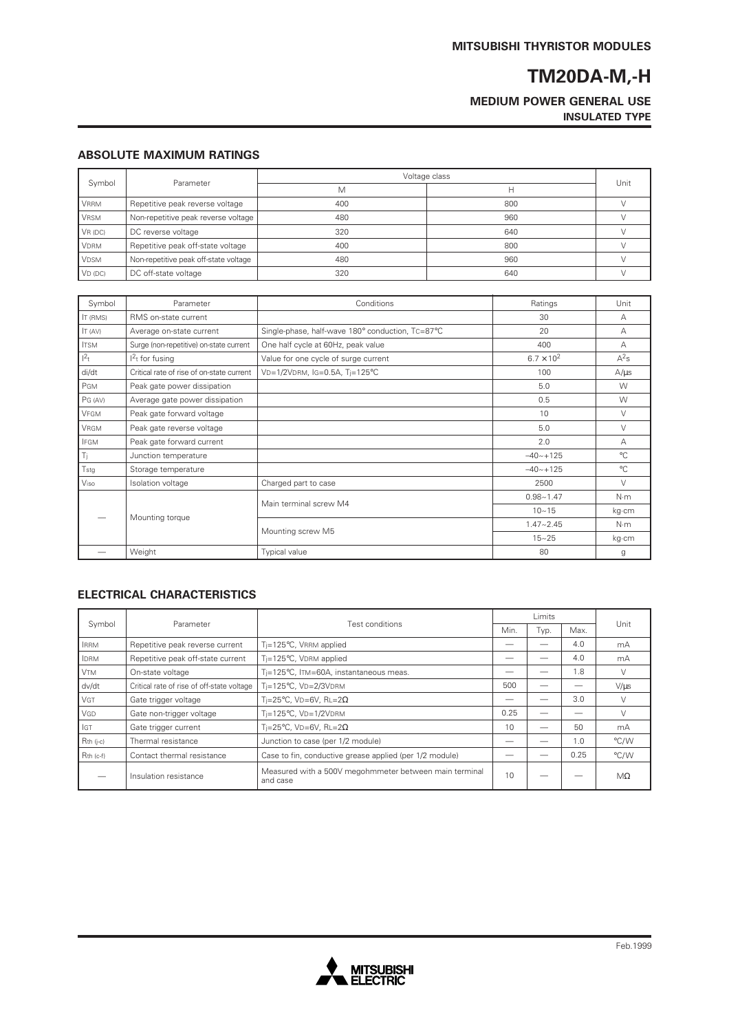# TM20DA-M,-H

**MEDIUM POWER GENERAL USE**
**INSULATED TYPE**

## ABSOLUTE MAXIMUM RATINGS

| Symbol | Parameter | Voltage class | | Unit |
|---|---|---|---|---|
| | | M | H | |
| $V_{RRM}$ | Repetitive peak reverse voltage | 400 | 800 | V |
| $V_{RSM}$ | Non-repetitive peak reverse voltage | 480 | 960 | V |
| $V_{R\,(DC)}$ | DC reverse voltage | 320 | 640 | V |
| $V_{DRM}$ | Repetitive peak off-state voltage | 400 | 800 | V |
| $V_{DSM}$ | Non-repetitive peak off-state voltage | 480 | 960 | V |
| $V_{D\,(DC)}$ | DC off-state voltage | 320 | 640 | V |

| Symbol | Parameter | Conditions | Ratings | Unit |
|---|---|---|---|---|
| $I_{T\,(RMS)}$ | RMS on-state current | | 30 | A |
| $I_{T\,(AV)}$ | Average on-state current | Single-phase, half-wave 180° conduction, $T_C$=87°C | 20 | A |
| $I_{TSM}$ | Surge (non-repetitive) on-state current | One half cycle at 60Hz, peak value | 400 | A |
| $I^2t$ | $I^2t$ for fusing | Value for one cycle of surge current | $6.7 \times 10^2$ | $A^2s$ |
| di/dt | Critical rate of rise of on-state current | $V_D$=1/2$V_{DRM}$, $I_G$=0.5A, $T_j$=125°C | 100 | A/μs |
| $P_{GM}$ | Peak gate power dissipation | | 5.0 | W |
| $P_{G\,(AV)}$ | Average gate power dissipation | | 0.5 | W |
| $V_{FGM}$ | Peak gate forward voltage | | 10 | V |
| $V_{RGM}$ | Peak gate reverse voltage | | 5.0 | V |
| $I_{FGM}$ | Peak gate forward current | | 2.0 | A |
| $T_j$ | Junction temperature | | –40~+125 | °C |
| $T_{stg}$ | Storage temperature | | –40~+125 | °C |
| $V_{iso}$ | Isolation voltage | Charged part to case | 2500 | V |
| — | Mounting torque | Main terminal screw M4 | 0.98~1.47 | N·m |
| | | | 10~15 | kg·cm |
| | | Mounting screw M5 | 1.47~2.45 | N·m |
| | | | 15~25 | kg·cm |
| — | Weight | Typical value | 80 | g |

## ELECTRICAL CHARACTERISTICS

| Symbol | Parameter | Test conditions | Limits | | | Unit |
|---|---|---|---|---|---|---|
| | | | Min. | Typ. | Max. | |
| $I_{RRM}$ | Repetitive peak reverse current | $T_j$=125°C, $V_{RRM}$ applied | — | — | 4.0 | mA |
| $I_{DRM}$ | Repetitive peak off-state current | $T_j$=125°C, $V_{DRM}$ applied | — | — | 4.0 | mA |
| $V_{TM}$ | On-state voltage | $T_j$=125°C, $I_{TM}$=60A, instantaneous meas. | — | — | 1.8 | V |
| dv/dt | Critical rate of rise of off-state voltage | $T_j$=125°C, $V_D$=2/3$V_{DRM}$ | 500 | — | — | V/μs |
| $V_{GT}$ | Gate trigger voltage | $T_j$=25°C, $V_D$=6V, $R_L$=2Ω | — | — | 3.0 | V |
| $V_{GD}$ | Gate non-trigger voltage | $T_j$=125°C, $V_D$=1/2$V_{DRM}$ | 0.25 | — | — | V |
| $I_{GT}$ | Gate trigger current | $T_j$=25°C, $V_D$=6V, $R_L$=2Ω | 10 | — | 50 | mA |
| $R_{th\,(j\text{-}c)}$ | Thermal resistance | Junction to case (per 1/2 module) | — | — | 1.0 | °C/W |
| $R_{th\,(c\text{-}f)}$ | Contact thermal resistance | Case to fin, conductive grease applied (per 1/2 module) | — | — | 0.25 | °C/W |
| — | Insulation resistance | Measured with a 500V megohmmeter between main terminal and case | 10 | — | — | MΩ |

Feb.1999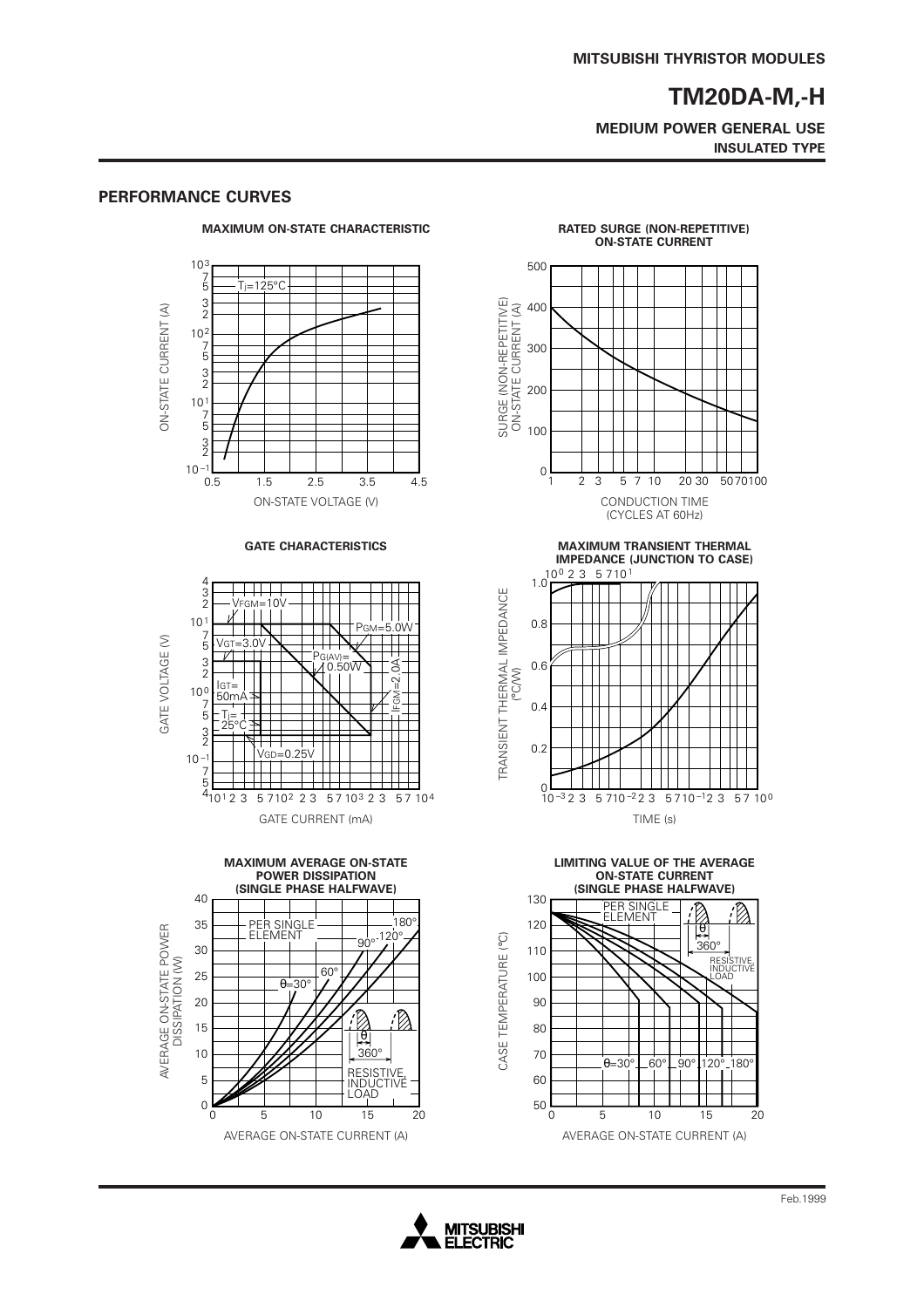## PERFORMANCE CURVES

**MAXIMUM ON-STATE CHARACTERISTIC**

**RATED SURGE (NON-REPETITIVE) ON-STATE CURRENT**

**GATE CHARACTERISTICS**

**MAXIMUM TRANSIENT THERMAL IMPEDANCE (JUNCTION TO CASE)**

**MAXIMUM AVERAGE ON-STATE POWER DISSIPATION (SINGLE PHASE HALFWAVE)**

**LIMITING VALUE OF THE AVERAGE ON-STATE CURRENT (SINGLE PHASE HALFWAVE)**

Feb.1999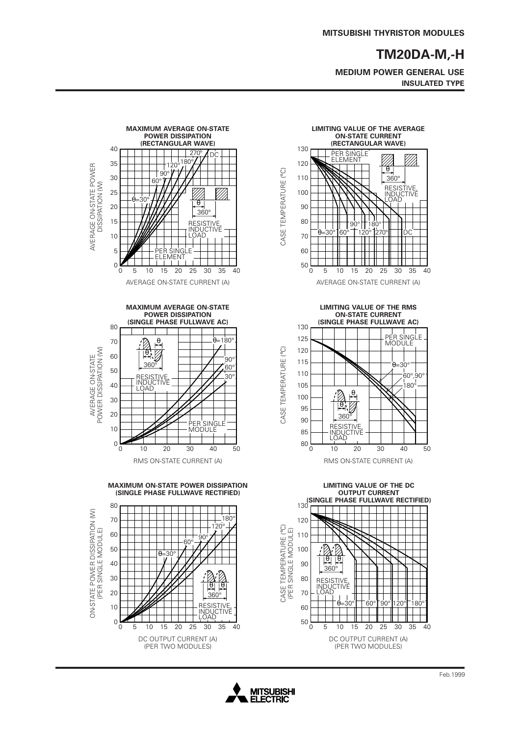# TM20DA-M,-H

**MEDIUM POWER GENERAL USE**
**INSULATED TYPE**

**MAXIMUM AVERAGE ON-STATE POWER DISSIPATION (RECTANGULAR WAVE)**

AVERAGE ON-STATE POWER DISSIPATION (W) vs AVERAGE ON-STATE CURRENT (A)

θ=30°, 60°, 90°, 120°, 180°, 270°, DC

θ, 360°, RESISTIVE, INDUCTIVE LOAD

PER SINGLE ELEMENT

**LIMITING VALUE OF THE AVERAGE ON-STATE CURRENT (RECTANGULAR WAVE)**

CASE TEMPERATURE (°C) vs AVERAGE ON-STATE CURRENT (A)

PER SINGLE ELEMENT

θ, 360°, RESISTIVE, INDUCTIVE LOAD

θ=30°, 60°, 90°, 120°, 180°, 270°, DC

**MAXIMUM AVERAGE ON-STATE POWER DISSIPATION (SINGLE PHASE FULLWAVE AC)**

AVERAGE ON-STATE POWER DISSIPATION (W) vs RMS ON-STATE CURRENT (A)

θ, θ, 360°, RESISTIVE, INDUCTIVE LOAD

θ=180°, 90°, 60°, 30°

PER SINGLE MODULE

**LIMITING VALUE OF THE RMS ON-STATE CURRENT (SINGLE PHASE FULLWAVE AC)**

CASE TEMPERATURE (°C) vs RMS ON-STATE CURRENT (A)

PER SINGLE MODULE

θ=30°, 60°,90°, 180°

θ, θ, 360°, RESISTIVE, INDUCTIVE LOAD

**MAXIMUM ON-STATE POWER DISSIPATION (SINGLE PHASE FULLWAVE RECTIFIED)**

ON-STATE POWER DISSIPATION (W) (PER SINGLE MODULE) vs DC OUTPUT CURRENT (A) (PER TWO MODULES)

θ=30°, 60°, 90°, 120°, 180°

θ, θ, 360°, RESISTIVE, INDUCTIVE LOAD

**LIMITING VALUE OF THE DC OUTPUT CURRENT (SINGLE PHASE FULLWAVE RECTIFIED)**

CASE TEMPERATURE (°C) (PER SINGLE MODULE) vs DC OUTPUT CURRENT (A) (PER TWO MODULES)

θ, θ, 360°, RESISTIVE, INDUCTIVE LOAD

θ=30°, 60°, 90°, 120°, 180°

Feb.1999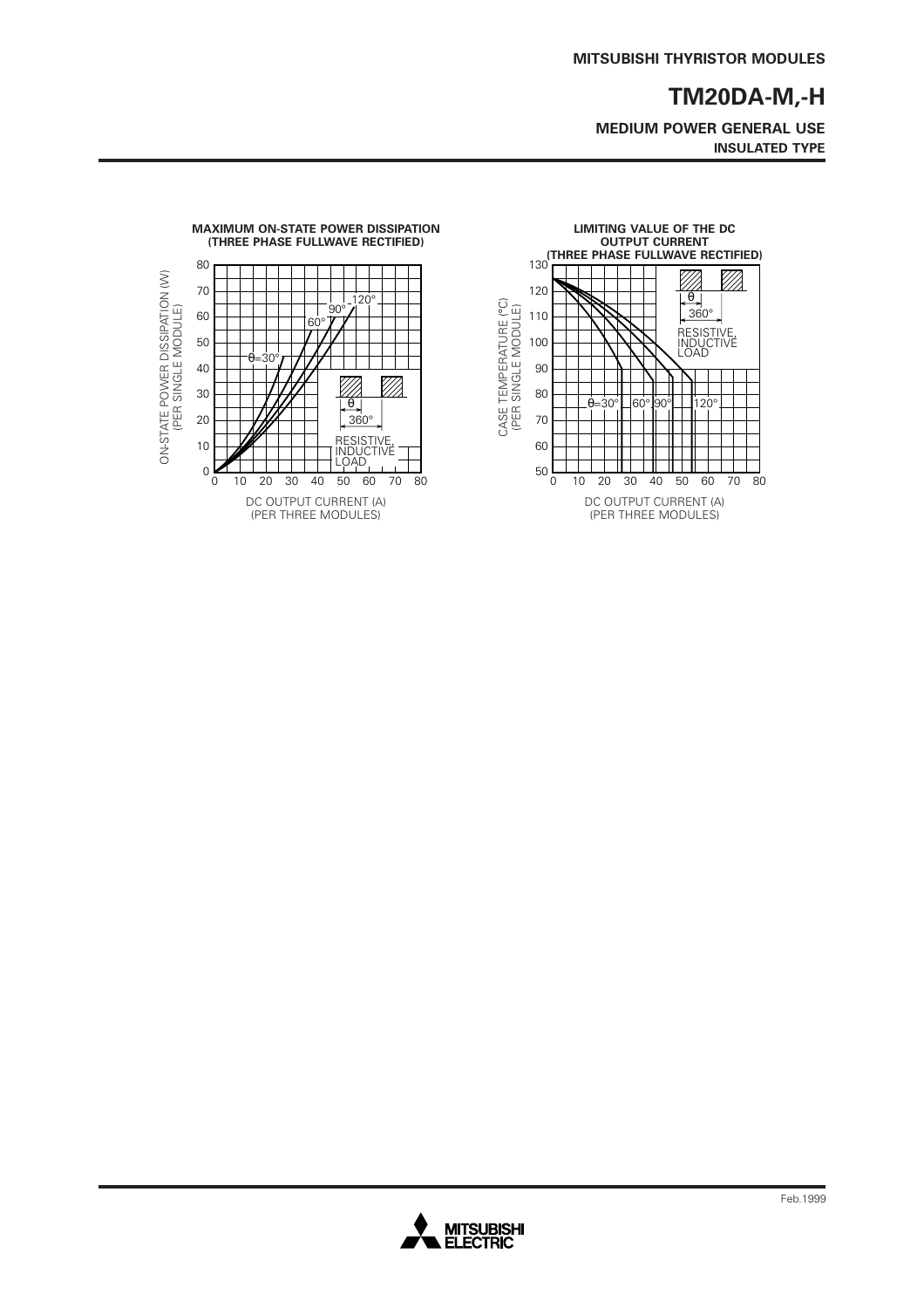MITSUBISHI THYRISTOR MODULES

# TM20DA-M,-H

**MEDIUM POWER GENERAL USE**
**INSULATED TYPE**

**MAXIMUM ON-STATE POWER DISSIPATION (THREE PHASE FULLWAVE RECTIFIED)**

ON-STATE POWER DISSIPATION (W) (PER SINGLE MODULE)

80
70
60
50
40
30
20
10
0

0 10 20 30 40 50 60 70 80

DC OUTPUT CURRENT (A) (PER THREE MODULES)

θ=30°
60°
90°
120°

θ
360°
RESISTIVE, INDUCTIVE LOAD

**LIMITING VALUE OF THE DC OUTPUT CURRENT (THREE PHASE FULLWAVE RECTIFIED)**

CASE TEMPERATURE (°C) (PER SINGLE MODULE)

130
120
110
100
90
80
70
60
50

0 10 20 30 40 50 60 70 80

DC OUTPUT CURRENT (A) (PER THREE MODULES)

θ=30°
60°
90°
120°

θ
360°
RESISTIVE, INDUCTIVE LOAD

Feb.1999